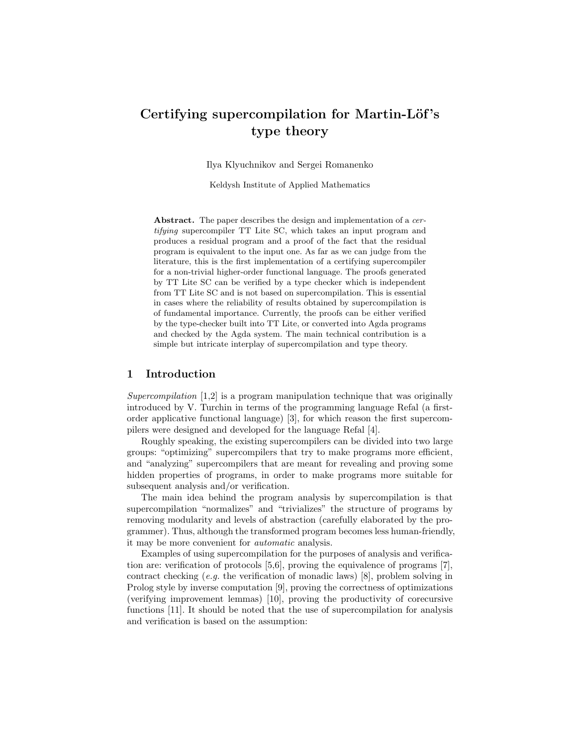# Certifying supercompilation for Martin-Löf's type theory

Ilya Klyuchnikov and Sergei Romanenko

Keldysh Institute of Applied Mathematics

**Abstract.** The paper describes the design and implementation of a *certifying* supercompiler TT Lite SC, which takes an input program and produces a residual program and a proof of the fact that the residual program is equivalent to the input one. As far as we can judge from the literature, this is the first implementation of a certifying supercompiler for a non-trivial higher-order functional language. The proofs generated by TT Lite SC can be verified by a type checker which is independent from TT Lite SC and is not based on supercompilation. This is essential in cases where the reliability of results obtained by supercompilation is of fundamental importance. Currently, the proofs can be either verified by the type-checker built into TT Lite, or converted into Agda programs and checked by the Agda system. The main technical contribution is a simple but intricate interplay of supercompilation and type theory.

## 1 Introduction

*Supercompilation* [1,2] is a program manipulation technique that was originally introduced by V. Turchin in terms of the programming language Refal (a first-order applicative functional language) [3], for which reason the first supercompilers were designed and developed for the language Refal [4].

Roughly speaking, the existing supercompilers can be divided into two large groups: "optimizing" supercompilers that try to make programs more efficient, and "analyzing" supercompilers that are meant for revealing and proving some hidden properties of programs, in order to make programs more suitable for subsequent analysis and/or verification.

The main idea behind the program analysis by supercompilation is that supercompilation "normalizes" and "trivializes" the structure of programs by removing modularity and levels of abstraction (carefully elaborated by the programmer). Thus, although the transformed program becomes less human-friendly, it may be more convenient for *automatic* analysis.

Examples of using supercompilation for the purposes of analysis and verification are: verification of protocols [5,6], proving the equivalence of programs [7], contract checking (*e.g.* the verification of monadic laws) [8], problem solving in Prolog style by inverse computation [9], proving the correctness of optimizations (verifying improvement lemmas) [10], proving the productivity of corecursive functions [11]. It should be noted that the use of supercompilation for analysis and verification is based on the assumption: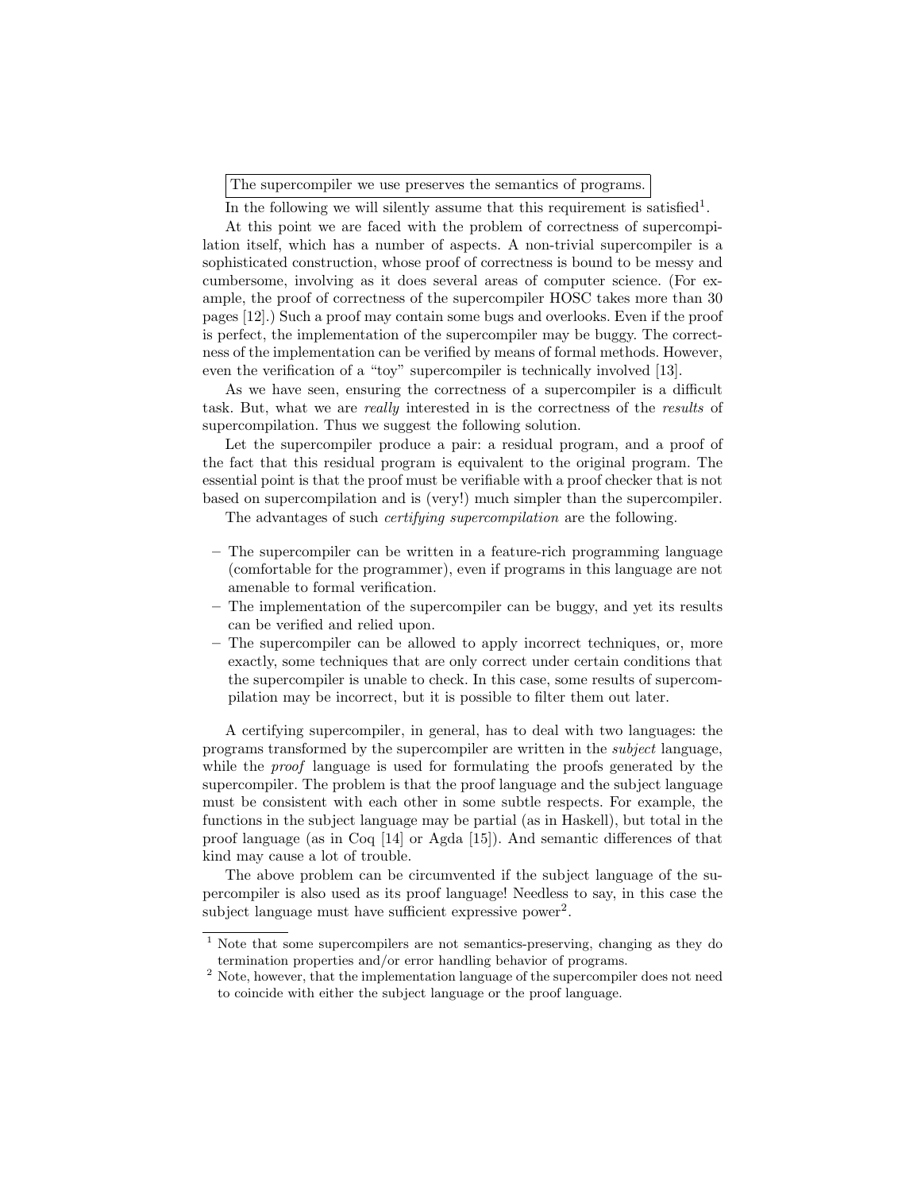The supercompiler we use preserves the semantics of programs.

In the following we will silently assume that this requirement is satisfied[1].

At this point we are faced with the problem of correctness of supercompilation itself, which has a number of aspects. A non-trivial supercompiler is a sophisticated construction, whose proof of correctness is bound to be messy and cumbersome, involving as it does several areas of computer science. (For example, the proof of correctness of the supercompiler HOSC takes more than 30 pages [12].) Such a proof may contain some bugs and overlooks. Even if the proof is perfect, the implementation of the supercompiler may be buggy. The correctness of the implementation can be verified by means of formal methods. However, even the verification of a "toy" supercompiler is technically involved [13].

As we have seen, ensuring the correctness of a supercompiler is a difficult task. But, what we are *really* interested in is the correctness of the *results* of supercompilation. Thus we suggest the following solution.

Let the supercompiler produce a pair: a residual program, and a proof of the fact that this residual program is equivalent to the original program. The essential point is that the proof must be verifiable with a proof checker that is not based on supercompilation and is (very!) much simpler than the supercompiler.

The advantages of such *certifying supercompilation* are the following.

- The supercompiler can be written in a feature-rich programming language (comfortable for the programmer), even if programs in this language are not amenable to formal verification.
- The implementation of the supercompiler can be buggy, and yet its results can be verified and relied upon.
- The supercompiler can be allowed to apply incorrect techniques, or, more exactly, some techniques that are only correct under certain conditions that the supercompiler is unable to check. In this case, some results of supercompilation may be incorrect, but it is possible to filter them out later.

A certifying supercompiler, in general, has to deal with two languages: the programs transformed by the supercompiler are written in the *subject* language, while the *proof* language is used for formulating the proofs generated by the supercompiler. The problem is that the proof language and the subject language must be consistent with each other in some subtle respects. For example, the functions in the subject language may be partial (as in Haskell), but total in the proof language (as in Coq [14] or Agda [15]). And semantic differences of that kind may cause a lot of trouble.

The above problem can be circumvented if the subject language of the supercompiler is also used as its proof language! Needless to say, in this case the subject language must have sufficient expressive power[2].

[1] Note that some supercompilers are not semantics-preserving, changing as they do termination properties and/or error handling behavior of programs.

[2] Note, however, that the implementation language of the supercompiler does not need to coincide with either the subject language or the proof language.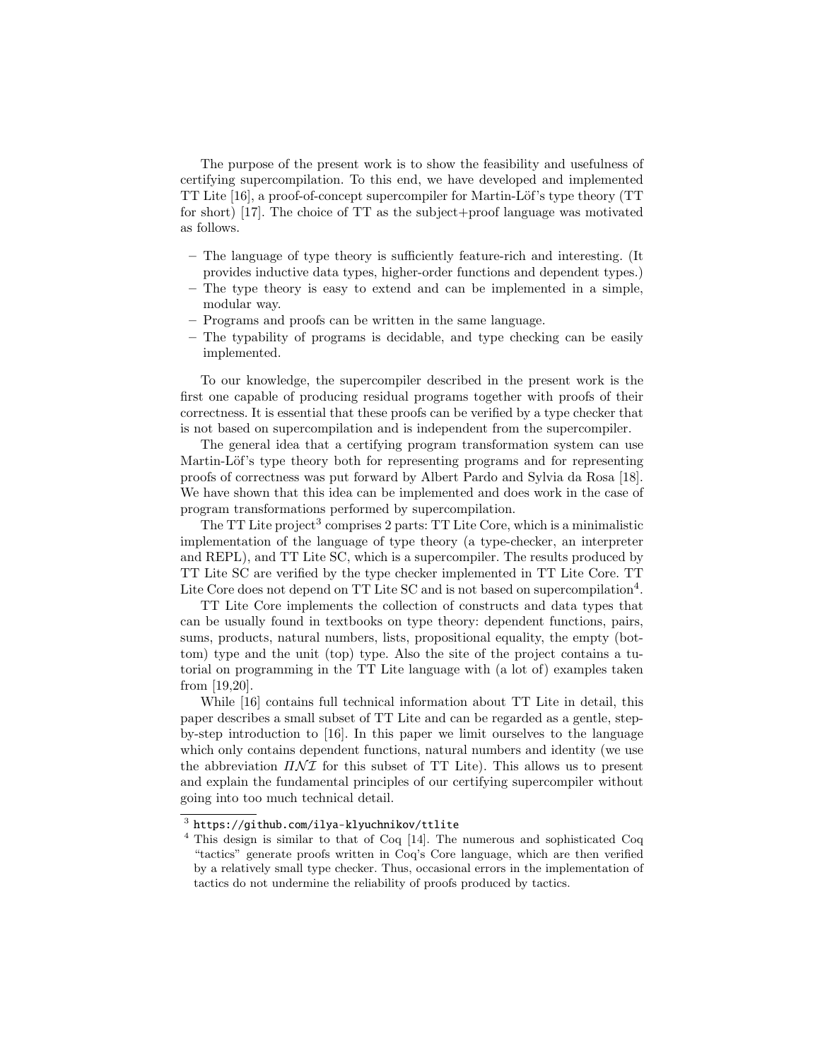The purpose of the present work is to show the feasibility and usefulness of certifying supercompilation. To this end, we have developed and implemented TT Lite [16], a proof-of-concept supercompiler for Martin-Löf's type theory (TT for short) [17]. The choice of TT as the subject+proof language was motivated as follows.

- The language of type theory is sufficiently feature-rich and interesting. (It provides inductive data types, higher-order functions and dependent types.)
- The type theory is easy to extend and can be implemented in a simple, modular way.
- Programs and proofs can be written in the same language.
- The typability of programs is decidable, and type checking can be easily implemented.

To our knowledge, the supercompiler described in the present work is the first one capable of producing residual programs together with proofs of their correctness. It is essential that these proofs can be verified by a type checker that is not based on supercompilation and is independent from the supercompiler.

The general idea that a certifying program transformation system can use Martin-Löf's type theory both for representing programs and for representing proofs of correctness was put forward by Albert Pardo and Sylvia da Rosa [18]. We have shown that this idea can be implemented and does work in the case of program transformations performed by supercompilation.

The TT Lite project[3] comprises 2 parts: TT Lite Core, which is a minimalistic implementation of the language of type theory (a type-checker, an interpreter and REPL), and TT Lite SC, which is a supercompiler. The results produced by TT Lite SC are verified by the type checker implemented in TT Lite Core. TT Lite Core does not depend on TT Lite SC and is not based on supercompilation[4].

TT Lite Core implements the collection of constructs and data types that can be usually found in textbooks on type theory: dependent functions, pairs, sums, products, natural numbers, lists, propositional equality, the empty (bottom) type and the unit (top) type. Also the site of the project contains a tutorial on programming in the TT Lite language with (a lot of) examples taken from [19,20].

While [16] contains full technical information about TT Lite in detail, this paper describes a small subset of TT Lite and can be regarded as a gentle, step-by-step introduction to [16]. In this paper we limit ourselves to the language which only contains dependent functions, natural numbers and identity (we use the abbreviation $\Pi\mathcal{NI}$ for this subset of TT Lite). This allows us to present and explain the fundamental principles of our certifying supercompiler without going into too much technical detail.

---

[3] https://github.com/ilya-klyuchnikov/ttlite

[4] This design is similar to that of Coq [14]. The numerous and sophisticated Coq "tactics" generate proofs written in Coq's Core language, which are then verified by a relatively small type checker. Thus, occasional errors in the implementation of tactics do not undermine the reliability of proofs produced by tactics.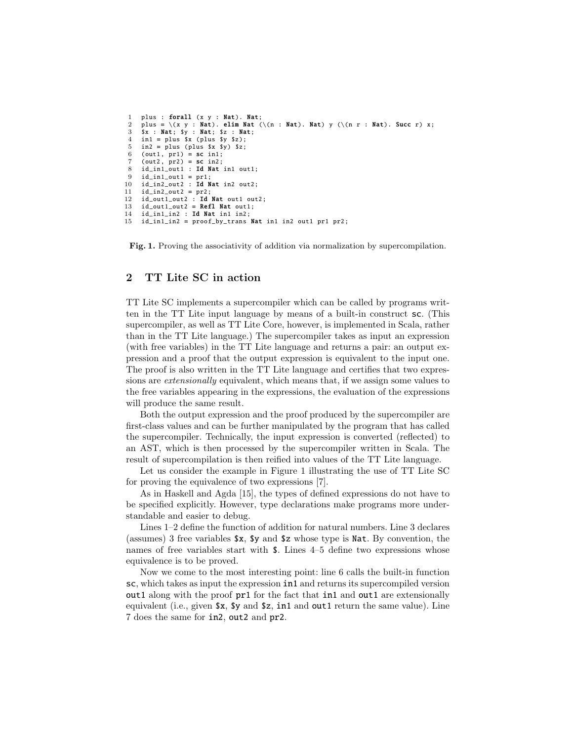```
1   plus : forall (x y : Nat). Nat;
2   plus = \(x y : Nat). elim Nat (\(n : Nat). Nat) y (\(n r : Nat). Succ r) x;
3   $x : Nat; $y : Nat; $z : Nat;
4   in1 = plus $x (plus $y $z);
5   in2 = plus (plus $x $y) $z;
6   (out1, pr1) = sc in1;
7   (out2, pr2) = sc in2;
8   id_in1_out1 : Id Nat in1 out1;
9   id_in1_out1 = pr1;
10  id_in2_out2 : Id Nat in2 out2;
11  id_in2_out2 = pr2;
12  id_out1_out2 : Id Nat out1 out2;
13  id_out1_out2 = Refl Nat out1;
14  id_in1_in2 : Id Nat in1 in2;
15  id_in1_in2 = proof_by_trans Nat in1 in2 out1 pr1 pr2;
```

**Fig. 1.** Proving the associativity of addition via normalization by supercompilation.

## 2 TT Lite SC in action

TT Lite SC implements a supercompiler which can be called by programs written in the TT Lite input language by means of a built-in construct `sc`. (This supercompiler, as well as TT Lite Core, however, is implemented in Scala, rather than in the TT Lite language.) The supercompiler takes as input an expression (with free variables) in the TT Lite language and returns a pair: an output expression and a proof that the output expression is equivalent to the input one. The proof is also written in the TT Lite language and certifies that two expressions are *extensionally* equivalent, which means that, if we assign some values to the free variables appearing in the expressions, the evaluation of the expressions will produce the same result.

Both the output expression and the proof produced by the supercompiler are first-class values and can be further manipulated by the program that has called the supercompiler. Technically, the input expression is converted (reflected) to an AST, which is then processed by the supercompiler written in Scala. The result of supercompilation is then reified into values of the TT Lite language.

Let us consider the example in Figure 1 illustrating the use of TT Lite SC for proving the equivalence of two expressions [7].

As in Haskell and Agda [15], the types of defined expressions do not have to be specified explicitly. However, type declarations make programs more understandable and easier to debug.

Lines 1–2 define the function of addition for natural numbers. Line 3 declares (assumes) 3 free variables `$x`, `$y` and `$z` whose type is `Nat`. By convention, the names of free variables start with `$`. Lines 4–5 define two expressions whose equivalence is to be proved.

Now we come to the most interesting point: line 6 calls the built-in function `sc`, which takes as input the expression `in1` and returns its supercompiled version `out1` along with the proof `pr1` for the fact that `in1` and `out1` are extensionally equivalent (i.e., given `$x`, `$y` and `$z`, `in1` and `out1` return the same value). Line 7 does the same for `in2`, `out2` and `pr2`.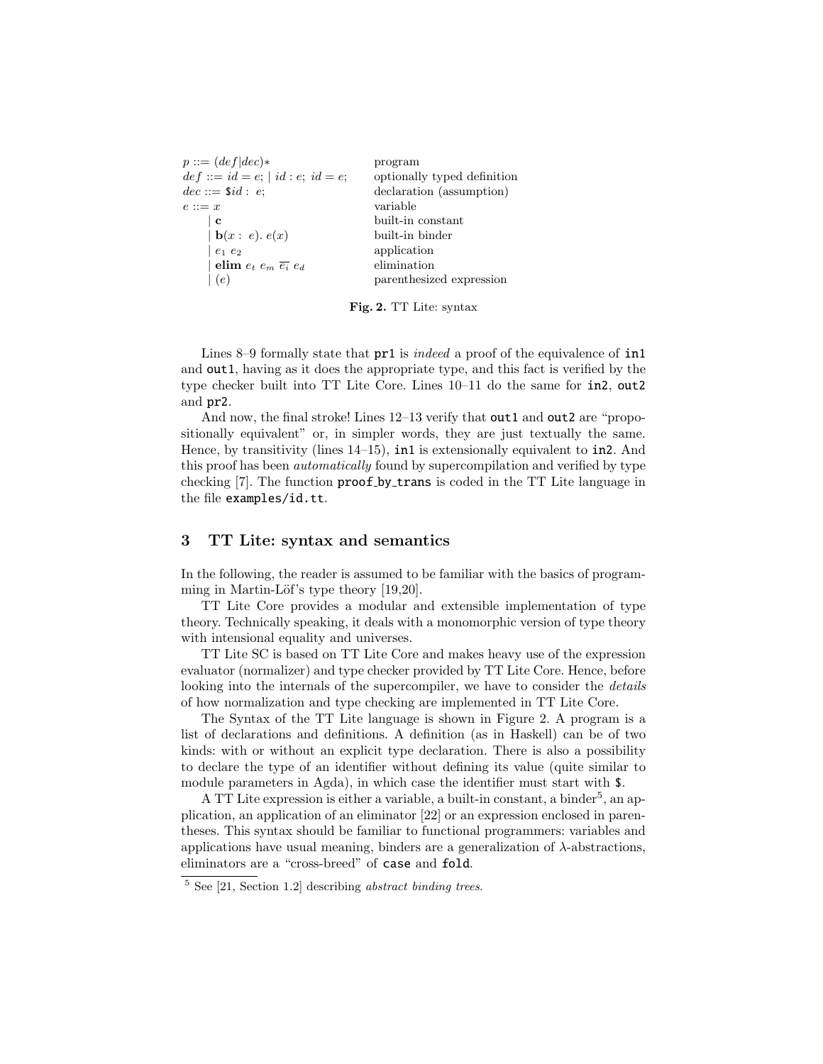| | |
|---|---|
| $p ::= (def \mid dec)*$ | program |
| $def ::= id = e; \mid id : e;\ id = e;$ | optionally typed definition |
| $dec ::= \$id :\ e;$ | declaration (assumption) |
| $e ::= x$ | variable |
| $\quad \mid \mathbf{c}$ | built-in constant |
| $\quad \mid \mathbf{b}(x :\ e).\ e(x)$ | built-in binder |
| $\quad \mid e_1\ e_2$ | application |
| $\quad \mid \mathbf{elim}\ e_t\ e_m\ \overline{e_i}\ e_d$ | elimination |
| $\quad \mid (e)$ | parenthesized expression |

**Fig. 2.** TT Lite: syntax

Lines 8–9 formally state that `pr1` is *indeed* a proof of the equivalence of `in1` and `out1`, having as it does the appropriate type, and this fact is verified by the type checker built into TT Lite Core. Lines 10–11 do the same for `in2`, `out2` and `pr2`.

And now, the final stroke! Lines 12–13 verify that `out1` and `out2` are "propositionally equivalent" or, in simpler words, they are just textually the same. Hence, by transitivity (lines 14–15), `in1` is extensionally equivalent to `in2`. And this proof has been *automatically* found by supercompilation and verified by type checking [7]. The function `proof_by_trans` is coded in the TT Lite language in the file `examples/id.tt`.

## 3 TT Lite: syntax and semantics

In the following, the reader is assumed to be familiar with the basics of programming in Martin-Löf's type theory [19,20].

TT Lite Core provides a modular and extensible implementation of type theory. Technically speaking, it deals with a monomorphic version of type theory with intensional equality and universes.

TT Lite SC is based on TT Lite Core and makes heavy use of the expression evaluator (normalizer) and type checker provided by TT Lite Core. Hence, before looking into the internals of the supercompiler, we have to consider the *details* of how normalization and type checking are implemented in TT Lite Core.

The Syntax of the TT Lite language is shown in Figure 2. A program is a list of declarations and definitions. A definition (as in Haskell) can be of two kinds: with or without an explicit type declaration. There is also a possibility to declare the type of an identifier without defining its value (quite similar to module parameters in Agda), in which case the identifier must start with `$`.

A TT Lite expression is either a variable, a built-in constant, a binder[5], an application, an application of an eliminator [22] or an expression enclosed in parentheses. This syntax should be familiar to functional programmers: variables and applications have usual meaning, binders are a generalization of λ-abstractions, eliminators are a "cross-breed" of `case` and `fold`.

[5] See [21, Section 1.2] describing *abstract binding trees*.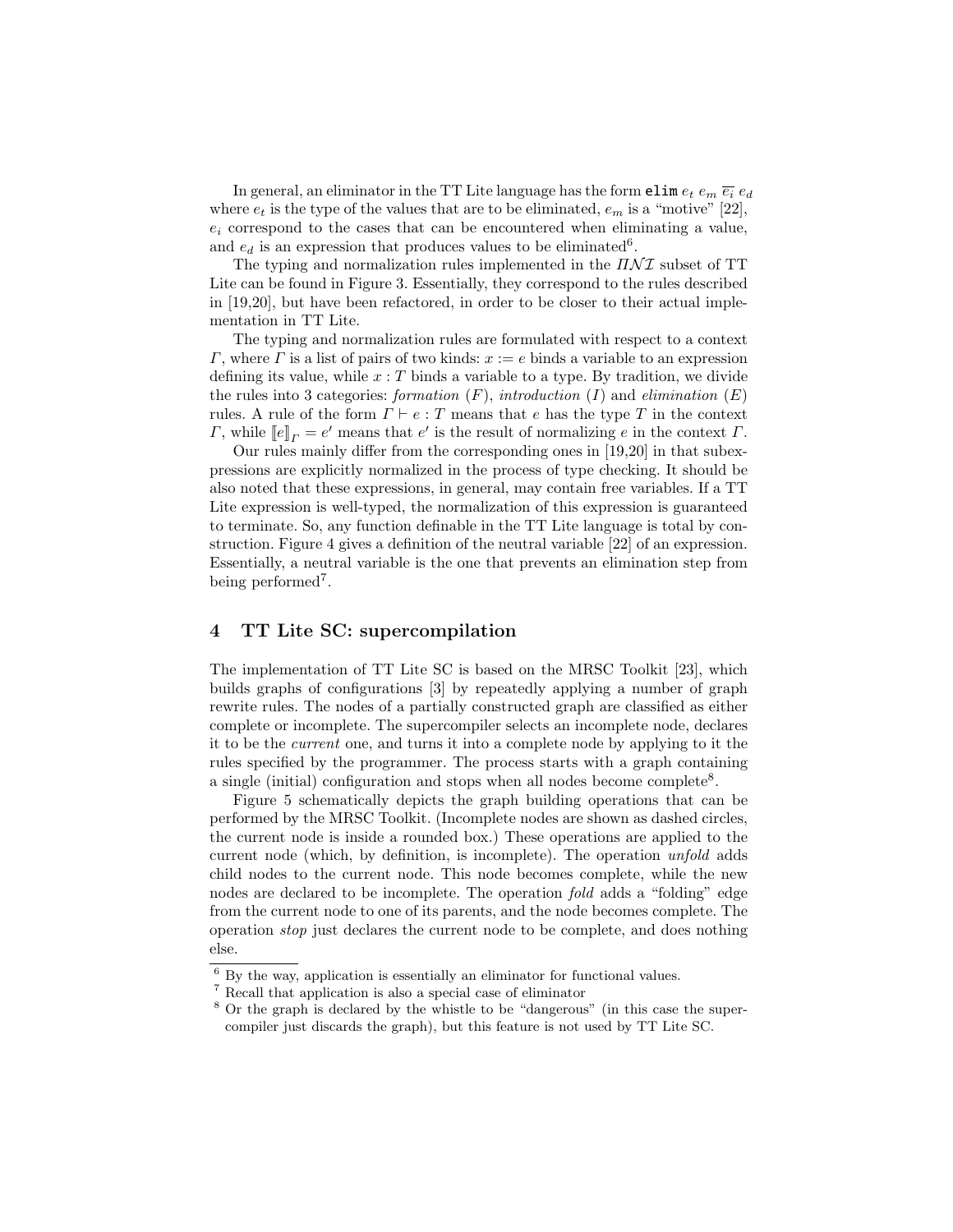In general, an eliminator in the TT Lite language has the form $\texttt{elim}\ e_t\ e_m\ \overline{e_i}\ e_d$ where $e_t$ is the type of the values that are to be eliminated, $e_m$ is a "motive" [22], $e_i$ correspond to the cases that can be encountered when eliminating a value, and $e_d$ is an expression that produces values to be eliminated[6].

The typing and normalization rules implemented in the $\Pi\mathcal{N}\mathcal{I}$ subset of TT Lite can be found in Figure 3. Essentially, they correspond to the rules described in [19,20], but have been refactored, in order to be closer to their actual implementation in TT Lite.

The typing and normalization rules are formulated with respect to a context $\Gamma$, where $\Gamma$ is a list of pairs of two kinds: $x := e$ binds a variable to an expression defining its value, while $x : T$ binds a variable to a type. By tradition, we divide the rules into 3 categories: *formation* ($F$), *introduction* ($I$) and *elimination* ($E$) rules. A rule of the form $\Gamma \vdash e : T$ means that $e$ has the type $T$ in the context $\Gamma$, while $[\![e]\!]_\Gamma = e'$ means that $e'$ is the result of normalizing $e$ in the context $\Gamma$.

Our rules mainly differ from the corresponding ones in [19,20] in that subexpressions are explicitly normalized in the process of type checking. It should be also noted that these expressions, in general, may contain free variables. If a TT Lite expression is well-typed, the normalization of this expression is guaranteed to terminate. So, any function definable in the TT Lite language is total by construction. Figure 4 gives a definition of the neutral variable [22] of an expression. Essentially, a neutral variable is the one that prevents an elimination step from being performed[7].

## 4 TT Lite SC: supercompilation

The implementation of TT Lite SC is based on the MRSC Toolkit [23], which builds graphs of configurations [3] by repeatedly applying a number of graph rewrite rules. The nodes of a partially constructed graph are classified as either complete or incomplete. The supercompiler selects an incomplete node, declares it to be the *current* one, and turns it into a complete node by applying to it the rules specified by the programmer. The process starts with a graph containing a single (initial) configuration and stops when all nodes become complete[8].

Figure 5 schematically depicts the graph building operations that can be performed by the MRSC Toolkit. (Incomplete nodes are shown as dashed circles, the current node is inside a rounded box.) These operations are applied to the current node (which, by definition, is incomplete). The operation *unfold* adds child nodes to the current node. This node becomes complete, while the new nodes are declared to be incomplete. The operation *fold* adds a "folding" edge from the current node to one of its parents, and the node becomes complete. The operation *stop* just declares the current node to be complete, and does nothing else.

---

[6] By the way, application is essentially an eliminator for functional values.

[7] Recall that application is also a special case of eliminator

[8] Or the graph is declared by the whistle to be "dangerous" (in this case the supercompiler just discards the graph), but this feature is not used by TT Lite SC.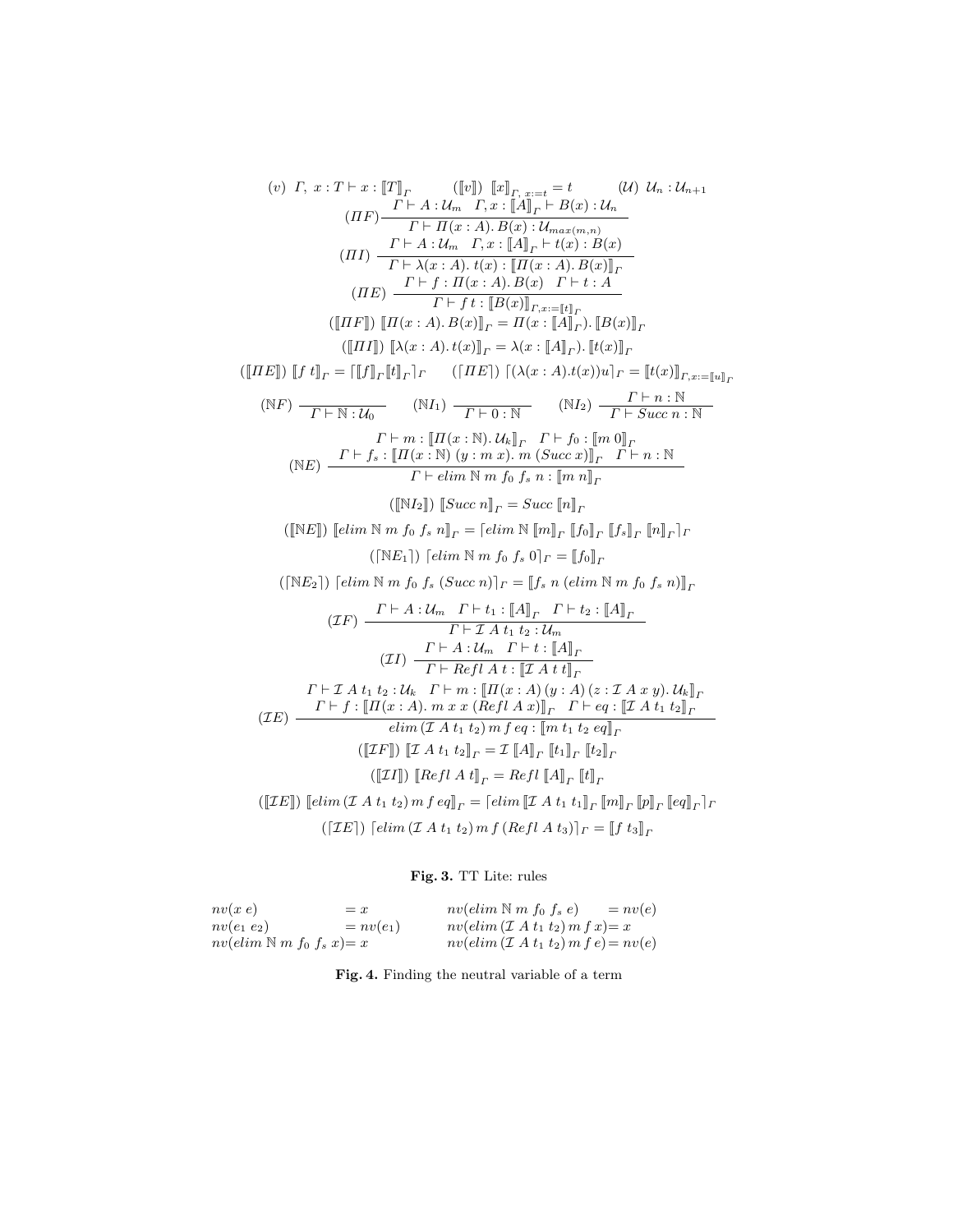$$(v)\ \ \Gamma,\ x : T \vdash x : [\![T]\!]_{\Gamma} \qquad ([\![v]\!])\ \ [\![x]\!]_{\Gamma,\ x:=t} = t \qquad (\mathcal{U})\ \ \mathcal{U}_n : \mathcal{U}_{n+1}$$

$$(\Pi F)\ \frac{\Gamma \vdash A : \mathcal{U}_m \quad \Gamma, x : [\![A]\!]_{\Gamma} \vdash B(x) : \mathcal{U}_n}{\Gamma \vdash \Pi(x:A).\,B(x) : \mathcal{U}_{max(m,n)}}$$

$$(\Pi I)\ \frac{\Gamma \vdash A : \mathcal{U}_m \quad \Gamma, x : [\![A]\!]_{\Gamma} \vdash t(x) : B(x)}{\Gamma \vdash \lambda(x:A).\,t(x) : [\![\Pi(x:A).\,B(x)]\!]_{\Gamma}}$$

$$(\Pi E)\ \frac{\Gamma \vdash f : \Pi(x:A).\,B(x) \quad \Gamma \vdash t : A}{\Gamma \vdash f\ t : [\![B(x)]\!]_{\Gamma, x:=[\![t]\!]_{\Gamma}}}$$

$$([\![\Pi F]\!])\ [\![\Pi(x:A).\,B(x)]\!]_{\Gamma} = \Pi(x : [\![A]\!]_{\Gamma}).\,[\![B(x)]\!]_{\Gamma}$$

$$([\![\Pi I]\!])\ [\![\lambda(x:A).\,t(x)]\!]_{\Gamma} = \lambda(x : [\![A]\!]_{\Gamma}).\,[\![t(x)]\!]_{\Gamma}$$

$$([\![\Pi E]\!])\ [\![f\ t]\!]_{\Gamma} = \lceil [\![f]\!]_{\Gamma} [\![t]\!]_{\Gamma} \rceil_{\Gamma} \qquad (\lceil \Pi E \rceil)\ \lceil (\lambda(x:A).t(x))u \rceil_{\Gamma} = [\![t(x)]\!]_{\Gamma, x:=[\![u]\!]_{\Gamma}}$$

$$(\mathbb{N}F)\ \frac{}{\Gamma \vdash \mathbb{N} : \mathcal{U}_0} \qquad (\mathbb{N}I_1)\ \frac{}{\Gamma \vdash 0 : \mathbb{N}} \qquad (\mathbb{N}I_2)\ \frac{\Gamma \vdash n : \mathbb{N}}{\Gamma \vdash Succ\ n : \mathbb{N}}$$

$$(\mathbb{N}E)\ \frac{\begin{array}{c}\Gamma \vdash m : [\![\Pi(x:\mathbb{N}).\,\mathcal{U}_k]\!]_{\Gamma} \quad \Gamma \vdash f_0 : [\![m\ 0]\!]_{\Gamma} \\ \Gamma \vdash f_s : [\![\Pi(x:\mathbb{N})\ (y : m\ x).\ m\ (Succ\ x)]\!]_{\Gamma} \quad \Gamma \vdash n : \mathbb{N}\end{array}}{\Gamma \vdash elim\ \mathbb{N}\ m\ f_0\ f_s\ n : [\![m\ n]\!]_{\Gamma}}$$

$$([\![\mathbb{N}I_2]\!])\ [\![Succ\ n]\!]_{\Gamma} = Succ\ [\![n]\!]_{\Gamma}$$

$$([\![\mathbb{N}E]\!])\ [\![elim\ \mathbb{N}\ m\ f_0\ f_s\ n]\!]_{\Gamma} = \lceil elim\ \mathbb{N}\ [\![m]\!]_{\Gamma}\ [\![f_0]\!]_{\Gamma}\ [\![f_s]\!]_{\Gamma}\ [\![n]\!]_{\Gamma} \rceil_{\Gamma}$$

$$(\lceil \mathbb{N}E_1 \rceil)\ \lceil elim\ \mathbb{N}\ m\ f_0\ f_s\ 0 \rceil_{\Gamma} = [\![f_0]\!]_{\Gamma}$$

$$(\lceil \mathbb{N}E_2 \rceil)\ \lceil elim\ \mathbb{N}\ m\ f_0\ f_s\ (Succ\ n) \rceil_{\Gamma} = [\![f_s\ n\ (elim\ \mathbb{N}\ m\ f_0\ f_s\ n)]\!]_{\Gamma}$$

$$(\mathcal{I}F)\ \frac{\Gamma \vdash A : \mathcal{U}_m \quad \Gamma \vdash t_1 : [\![A]\!]_{\Gamma} \quad \Gamma \vdash t_2 : [\![A]\!]_{\Gamma}}{\Gamma \vdash \mathcal{I}\ A\ t_1\ t_2 : \mathcal{U}_m}$$

$$(\mathcal{I}I)\ \frac{\Gamma \vdash A : \mathcal{U}_m \quad \Gamma \vdash t : [\![A]\!]_{\Gamma}}{\Gamma \vdash Refl\ A\ t : [\![\mathcal{I}\ A\ t\ t]\!]_{\Gamma}}$$

$$(\mathcal{I}E)\ \frac{\begin{array}{c}\Gamma \vdash \mathcal{I}\ A\ t_1\ t_2 : \mathcal{U}_k \quad \Gamma \vdash m : [\![\Pi(x:A)\,(y:A)\,(z:\mathcal{I}\ A\ x\ y).\,\mathcal{U}_k]\!]_{\Gamma} \\ \Gamma \vdash f : [\![\Pi(x:A).\ m\ x\ x\ (Refl\ A\ x)]\!]_{\Gamma} \quad \Gamma \vdash eq : [\![\mathcal{I}\ A\ t_1\ t_2]\!]_{\Gamma}\end{array}}{elim\,(\mathcal{I}\ A\ t_1\ t_2)\,m\,f\,eq : [\![m\ t_1\ t_2\ eq]\!]_{\Gamma}}$$

$$([\![\mathcal{I}F]\!])\ [\![\mathcal{I}\ A\ t_1\ t_2]\!]_{\Gamma} = \mathcal{I}\ [\![A]\!]_{\Gamma}\ [\![t_1]\!]_{\Gamma}\ [\![t_2]\!]_{\Gamma}$$

$$([\![\mathcal{I}I]\!])\ [\![Refl\ A\ t]\!]_{\Gamma} = Refl\ [\![A]\!]_{\Gamma}\ [\![t]\!]_{\Gamma}$$

$$([\![\mathcal{I}E]\!])\ [\![elim\,(\mathcal{I}\ A\ t_1\ t_2)\,m\,f\,eq]\!]_{\Gamma} = \lceil elim\ [\![\mathcal{I}\ A\ t_1\ t_1]\!]_{\Gamma}\ [\![m]\!]_{\Gamma}\ [\![p]\!]_{\Gamma}\ [\![eq]\!]_{\Gamma} \rceil_{\Gamma}$$

$$(\lceil \mathcal{I}E \rceil)\ \lceil elim\,(\mathcal{I}\ A\ t_1\ t_2)\,m\,f\,(Refl\ A\ t_3) \rceil_{\Gamma} = [\![f\ t_3]\!]_{\Gamma}$$

**Fig. 3.** TT Lite: rules

$$\begin{array}{llll}
nv(x\ e) & = x & nv(elim\ \mathbb{N}\ m\ f_0\ f_s\ e) & = nv(e) \\
nv(e_1\ e_2) & = nv(e_1) & nv(elim\,(\mathcal{I}\ A\ t_1\ t_2)\,m\,f\,x) & = x \\
nv(elim\ \mathbb{N}\ m\ f_0\ f_s\ x) & = x & nv(elim\,(\mathcal{I}\ A\ t_1\ t_2)\,m\,f\,e) & = nv(e)
\end{array}$$

**Fig. 4.** Finding the neutral variable of a term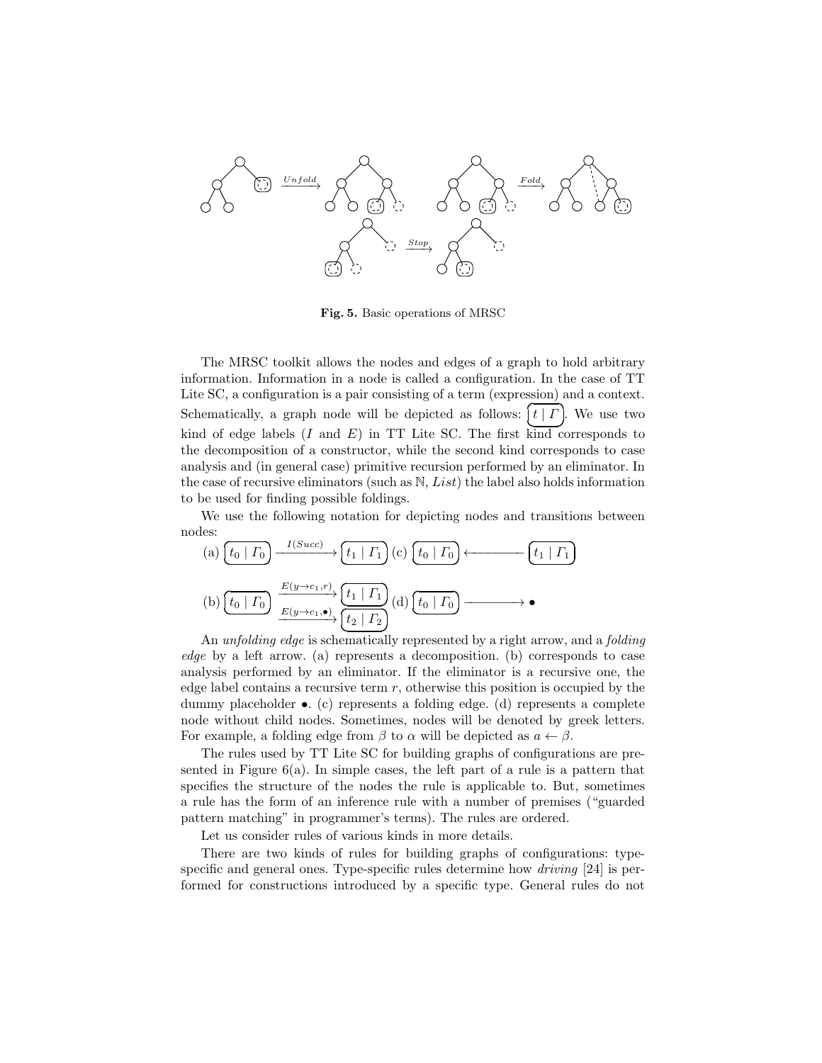**Fig. 5.** Basic operations of MRSC

The MRSC toolkit allows the nodes and edges of a graph to hold arbitrary information. Information in a node is called a configuration. In the case of TT Lite SC, a configuration is a pair consisting of a term (expression) and a context. Schematically, a graph node will be depicted as follows: $t \mid \Gamma$. We use two kind of edge labels ($I$ and $E$) in TT Lite SC. The first kind corresponds to the decomposition of a constructor, while the second kind corresponds to case analysis and (in general case) primitive recursion performed by an eliminator. In the case of recursive eliminators (such as $\mathbb{N}$, $List$) the label also holds information to be used for finding possible foldings.

We use the following notation for depicting nodes and transitions between nodes:

(a) $t_0 \mid \Gamma_0 \xrightarrow{I(Succ)} t_1 \mid \Gamma_1$ (c) $t_0 \mid \Gamma_0 \longleftarrow t_1 \mid \Gamma_1$

(b) $t_0 \mid \Gamma_0 \begin{array}{l} \xrightarrow{E(y \to c_1, r)} t_1 \mid \Gamma_1 \\ \xrightarrow{E(y \to c_1, \bullet)} t_2 \mid \Gamma_2 \end{array}$ (d) $t_0 \mid \Gamma_0 \longrightarrow \bullet$

An *unfolding edge* is schematically represented by a right arrow, and a *folding edge* by a left arrow. (a) represents a decomposition. (b) corresponds to case analysis performed by an eliminator. If the eliminator is a recursive one, the edge label contains a recursive term $r$, otherwise this position is occupied by the dummy placeholder $\bullet$. (c) represents a folding edge. (d) represents a complete node without child nodes. Sometimes, nodes will be denoted by greek letters. For example, a folding edge from $\beta$ to $\alpha$ will be depicted as $a \leftarrow \beta$.

The rules used by TT Lite SC for building graphs of configurations are presented in Figure 6(a). In simple cases, the left part of a rule is a pattern that specifies the structure of the nodes the rule is applicable to. But, sometimes a rule has the form of an inference rule with a number of premises ("guarded pattern matching" in programmer's terms). The rules are ordered.

Let us consider rules of various kinds in more details.

There are two kinds of rules for building graphs of configurations: type-specific and general ones. Type-specific rules determine how *driving* [24] is performed for constructions introduced by a specific type. General rules do not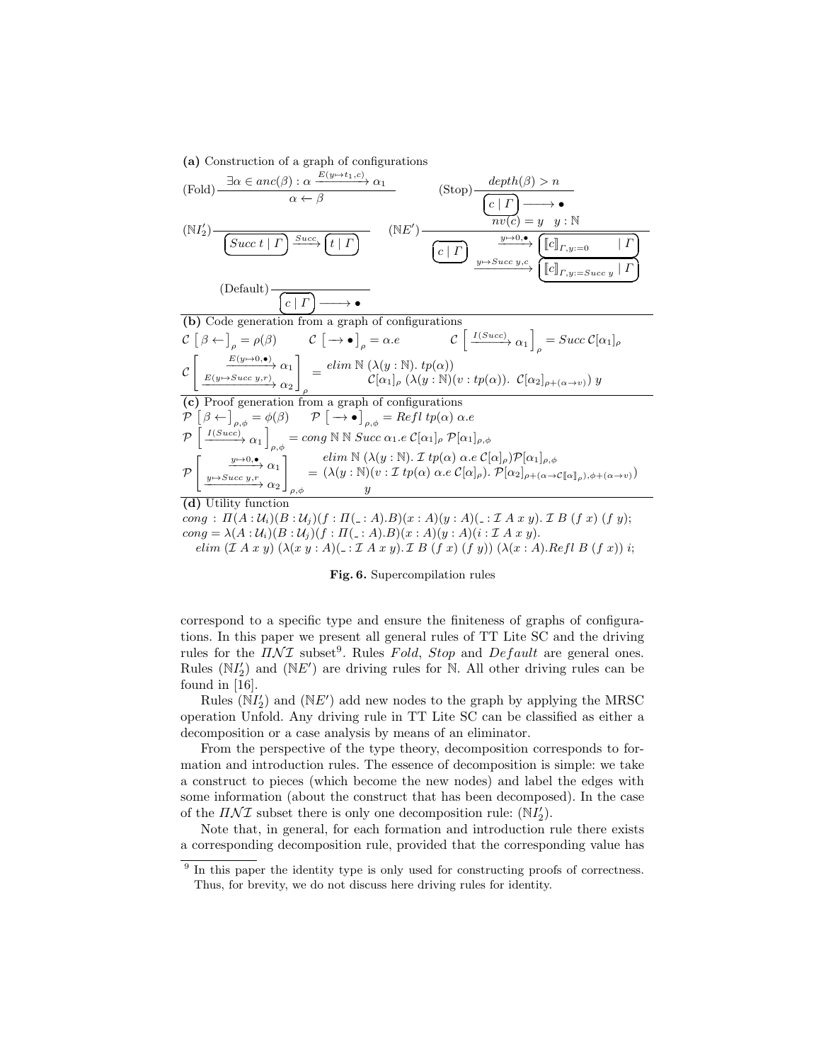**(a)** Construction of a graph of configurations

$$(\text{Fold})\ \frac{\exists \alpha \in anc(\beta) : \alpha \xrightarrow{E(y \mapsto t_1, c)} \alpha_1}{\alpha \leftarrow \beta} \qquad (\text{Stop})\ \frac{depth(\beta) > n}{\boxed{c \mid \Gamma} \longrightarrow \bullet}$$

$$(\mathbb{N}I_2')\ \frac{}{\boxed{Succ\ t \mid \Gamma} \xrightarrow{Succ} \boxed{t \mid \Gamma}} \qquad (\mathbb{N}E')\ \frac{nv(c) = y \quad y : \mathbb{N}}{\boxed{c \mid \Gamma} \begin{array}{l} \xrightarrow{y \mapsto 0, \bullet} \boxed{[\![c]\!]_{\Gamma, y := 0} \mid \Gamma} \\ \xrightarrow{y \mapsto Succ\ y, c} \boxed{[\![c]\!]_{\Gamma, y := Succ\ y} \mid \Gamma} \end{array}}$$

$$(\text{Default})\ \frac{}{\boxed{c \mid \Gamma} \longrightarrow \bullet}$$

**(b)** Code generation from a graph of configurations

$$\mathcal{C}\left[\beta \leftarrow\right]_\rho = \rho(\beta) \qquad \mathcal{C}\left[\longrightarrow \bullet\right]_\rho = \alpha.e \qquad \mathcal{C}\left[\xrightarrow{I(Succ)} \alpha_1\right]_\rho = Succ\ \mathcal{C}[\alpha_1]_\rho$$

$$\mathcal{C}\left[\begin{array}{l} \xrightarrow{E(y \mapsto 0, \bullet)} \alpha_1 \\ \xrightarrow{E(y \mapsto Succ\ y, r)} \alpha_2 \end{array}\right]_\rho = \begin{array}{l} elim\ \mathbb{N}\ (\lambda(y : \mathbb{N}).\ tp(\alpha)) \\ \mathcal{C}[\alpha_1]_\rho\ (\lambda(y : \mathbb{N})(v : tp(\alpha)).\ \mathcal{C}[\alpha_2]_{\rho + (\alpha \to v)})\ y \end{array}$$

**(c)** Proof generation from a graph of configurations

$$\mathcal{P}\left[\beta \leftarrow\right]_{\rho,\phi} = \phi(\beta) \qquad \mathcal{P}\left[\longrightarrow \bullet\right]_{\rho,\phi} = Refl\ tp(\alpha)\ \alpha.e$$

$$\mathcal{P}\left[\xrightarrow{I(Succ)} \alpha_1\right]_{\rho,\phi} = cong\ \mathbb{N}\ \mathbb{N}\ Succ\ \alpha_1.e\ \mathcal{C}[\alpha_1]_\rho\ \mathcal{P}[\alpha_1]_{\rho,\phi}$$

$$\mathcal{P}\left[\begin{array}{l} \xrightarrow{y \mapsto 0, \bullet} \alpha_1 \\ \xrightarrow{y \mapsto Succ\ y, r} \alpha_2 \end{array}\right]_{\rho,\phi} = \begin{array}{l} elim\ \mathbb{N}\ (\lambda(y : \mathbb{N}).\ \mathcal{I}\ tp(\alpha)\ \alpha.e\ \mathcal{C}[\alpha]_\rho)\mathcal{P}[\alpha_1]_{\rho,\phi} \\ (\lambda(y : \mathbb{N})(v : \mathcal{I}\ tp(\alpha)\ \alpha.e\ \mathcal{C}[\alpha]_\rho).\ \mathcal{P}[\alpha_2]_{\rho + (\alpha \to \mathcal{C}[\![\alpha]\!]_\rho), \phi + (\alpha \to v)}) \\ y \end{array}$$

**(d)** Utility function

$cong\ :\ \Pi(A : \mathcal{U}_i)(B : \mathcal{U}_j)(f : \Pi(\_ : A).B)(x : A)(y : A)(\_ : \mathcal{I}\ A\ x\ y).\ \mathcal{I}\ B\ (f\ x)\ (f\ y);$
$cong = \lambda(A : \mathcal{U}_i)(B : \mathcal{U}_j)(f : \Pi(\_ : A).B)(x : A)(y : A)(i : \mathcal{I}\ A\ x\ y).$
$\quad elim\ (\mathcal{I}\ A\ x\ y)\ (\lambda(x\ y : A)(\_ : \mathcal{I}\ A\ x\ y).\mathcal{I}\ B\ (f\ x)\ (f\ y))\ (\lambda(x : A).Refl\ B\ (f\ x))\ i;$

**Fig. 6.** Supercompilation rules

correspond to a specific type and ensure the finiteness of graphs of configurations. In this paper we present all general rules of TT Lite SC and the driving rules for the $\Pi\mathcal{NI}$ subset[9]. Rules *Fold*, *Stop* and *Default* are general ones. Rules $(\mathbb{N}I_2')$ and $(\mathbb{N}E')$ are driving rules for $\mathbb{N}$. All other driving rules can be found in [16].

Rules $(\mathbb{N}I_2')$ and $(\mathbb{N}E')$ add new nodes to the graph by applying the MRSC operation Unfold. Any driving rule in TT Lite SC can be classified as either a decomposition or a case analysis by means of an eliminator.

From the perspective of the type theory, decomposition corresponds to formation and introduction rules. The essence of decomposition is simple: we take a construct to pieces (which become the new nodes) and label the edges with some information (about the construct that has been decomposed). In the case of the $\Pi\mathcal{NI}$ subset there is only one decomposition rule: $(\mathbb{N}I_2')$.

Note that, in general, for each formation and introduction rule there exists a corresponding decomposition rule, provided that the corresponding value has

[9] In this paper the identity type is only used for constructing proofs of correctness. Thus, for brevity, we do not discuss here driving rules for identity.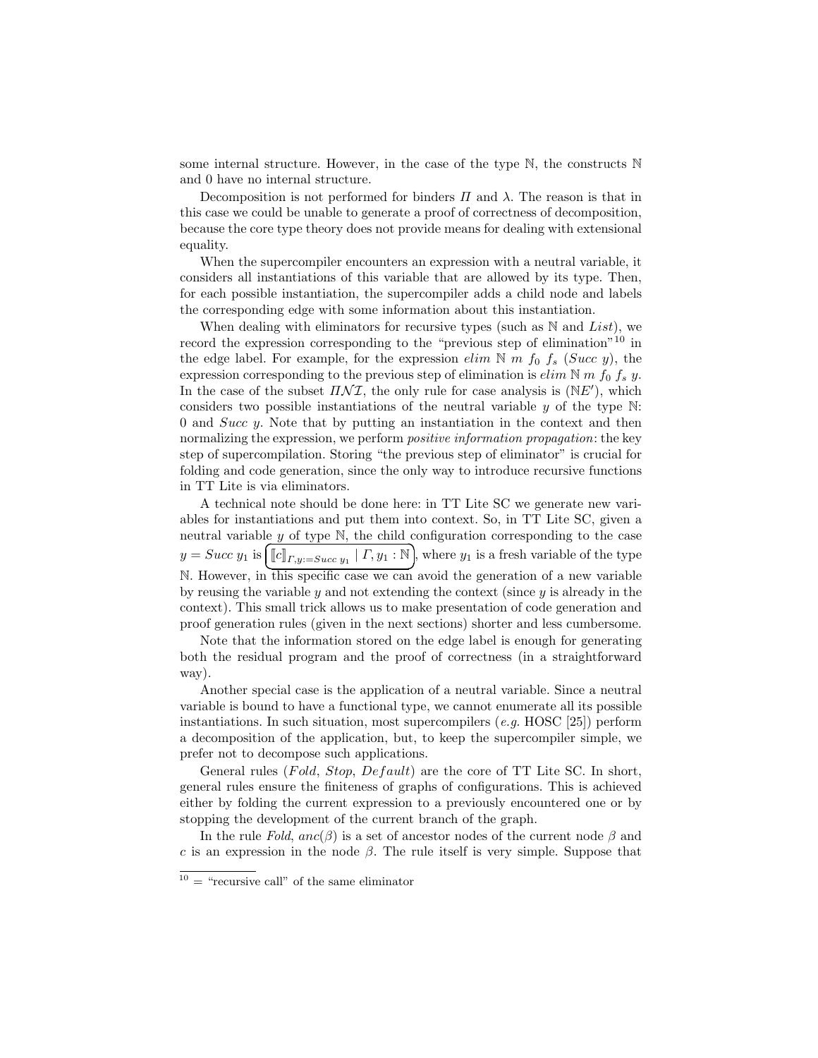some internal structure. However, in the case of the type $\mathbb{N}$, the constructs $\mathbb{N}$ and $0$ have no internal structure.

Decomposition is not performed for binders $\Pi$ and $\lambda$. The reason is that in this case we could be unable to generate a proof of correctness of decomposition, because the core type theory does not provide means for dealing with extensional equality.

When the supercompiler encounters an expression with a neutral variable, it considers all instantiations of this variable that are allowed by its type. Then, for each possible instantiation, the supercompiler adds a child node and labels the corresponding edge with some information about this instantiation.

When dealing with eliminators for recursive types (such as $\mathbb{N}$ and *List*), we record the expression corresponding to the "previous step of elimination"[10] in the edge label. For example, for the expression $elim\ \mathbb{N}\ m\ f_0\ f_s\ (Succ\ y)$, the expression corresponding to the previous step of elimination is $elim\ \mathbb{N}\ m\ f_0\ f_s\ y$. In the case of the subset $\Pi\mathcal{N}\mathcal{I}$, the only rule for case analysis is $(\mathbb{N}E')$, which considers two possible instantiations of the neutral variable $y$ of the type $\mathbb{N}$: $0$ and $Succ\ y$. Note that by putting an instantiation in the context and then normalizing the expression, we perform *positive information propagation*: the key step of supercompilation. Storing "the previous step of eliminator" is crucial for folding and code generation, since the only way to introduce recursive functions in TT Lite is via eliminators.

A technical note should be done here: in TT Lite SC we generate new variables for instantiations and put them into context. So, in TT Lite SC, given a neutral variable $y$ of type $\mathbb{N}$, the child configuration corresponding to the case $y = Succ\ y_1$ is $\left(\llbracket c \rrbracket_{\Gamma, y := Succ\ y_1} \mid \Gamma, y_1 : \mathbb{N}\right)$, where $y_1$ is a fresh variable of the type $\mathbb{N}$. However, in this specific case we can avoid the generation of a new variable by reusing the variable $y$ and not extending the context (since $y$ is already in the context). This small trick allows us to make presentation of code generation and proof generation rules (given in the next sections) shorter and less cumbersome.

Note that the information stored on the edge label is enough for generating both the residual program and the proof of correctness (in a straightforward way).

Another special case is the application of a neutral variable. Since a neutral variable is bound to have a functional type, we cannot enumerate all its possible instantiations. In such situation, most supercompilers (*e.g.* HOSC [25]) perform a decomposition of the application, but, to keep the supercompiler simple, we prefer not to decompose such applications.

General rules (*Fold*, *Stop*, *Default*) are the core of TT Lite SC. In short, general rules ensure the finiteness of graphs of configurations. This is achieved either by folding the current expression to a previously encountered one or by stopping the development of the current branch of the graph.

In the rule *Fold*, $anc(\beta)$ is a set of ancestor nodes of the current node $\beta$ and $c$ is an expression in the node $\beta$. The rule itself is very simple. Suppose that

[10] = "recursive call" of the same eliminator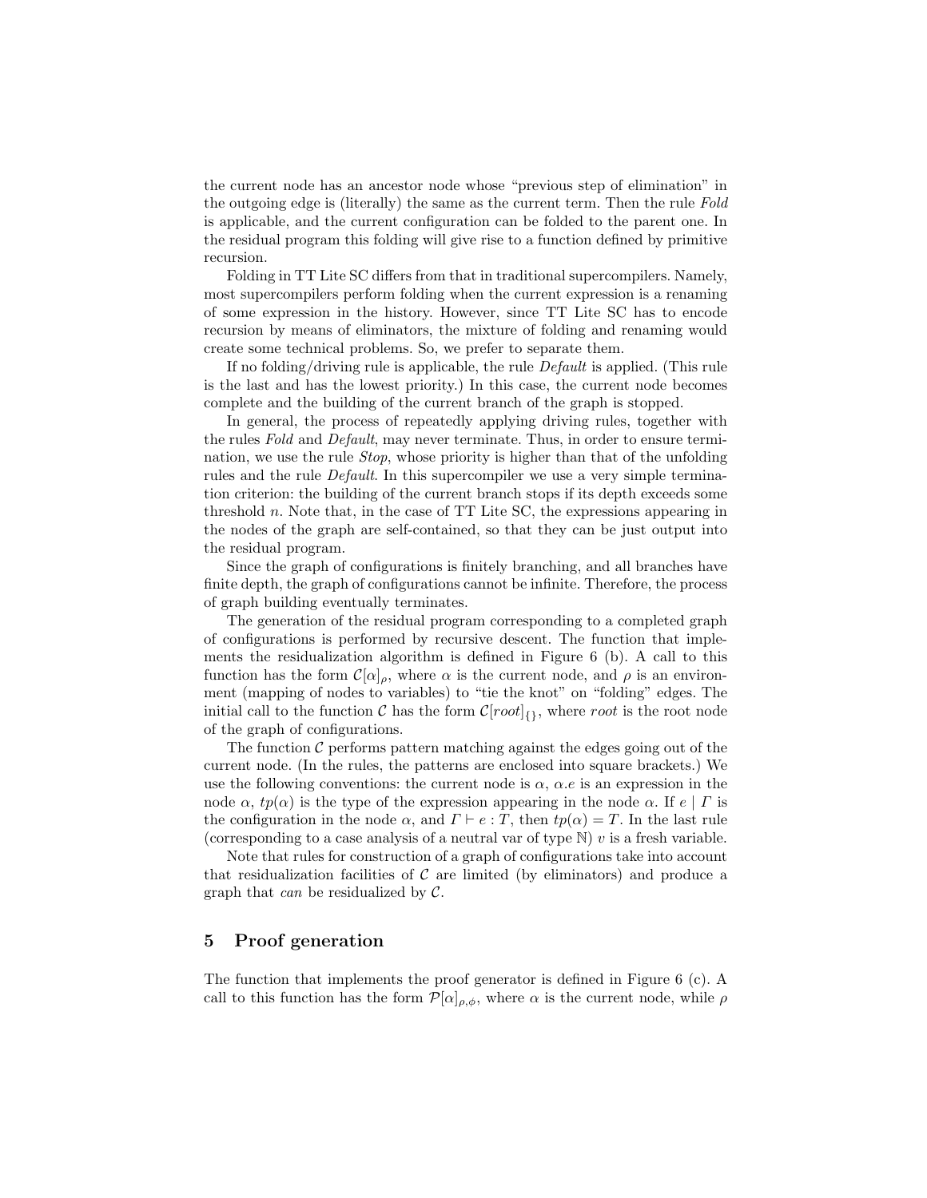the current node has an ancestor node whose "previous step of elimination" in the outgoing edge is (literally) the same as the current term. Then the rule *Fold* is applicable, and the current configuration can be folded to the parent one. In the residual program this folding will give rise to a function defined by primitive recursion.

Folding in TT Lite SC differs from that in traditional supercompilers. Namely, most supercompilers perform folding when the current expression is a renaming of some expression in the history. However, since TT Lite SC has to encode recursion by means of eliminators, the mixture of folding and renaming would create some technical problems. So, we prefer to separate them.

If no folding/driving rule is applicable, the rule *Default* is applied. (This rule is the last and has the lowest priority.) In this case, the current node becomes complete and the building of the current branch of the graph is stopped.

In general, the process of repeatedly applying driving rules, together with the rules *Fold* and *Default*, may never terminate. Thus, in order to ensure termination, we use the rule *Stop*, whose priority is higher than that of the unfolding rules and the rule *Default*. In this supercompiler we use a very simple termination criterion: the building of the current branch stops if its depth exceeds some threshold $n$. Note that, in the case of TT Lite SC, the expressions appearing in the nodes of the graph are self-contained, so that they can be just output into the residual program.

Since the graph of configurations is finitely branching, and all branches have finite depth, the graph of configurations cannot be infinite. Therefore, the process of graph building eventually terminates.

The generation of the residual program corresponding to a completed graph of configurations is performed by recursive descent. The function that implements the residualization algorithm is defined in Figure 6 (b). A call to this function has the form $\mathcal{C}[\alpha]_\rho$, where $\alpha$ is the current node, and $\rho$ is an environment (mapping of nodes to variables) to "tie the knot" on "folding" edges. The initial call to the function $\mathcal{C}$ has the form $\mathcal{C}[root]_{\{\}}$, where $root$ is the root node of the graph of configurations.

The function $\mathcal{C}$ performs pattern matching against the edges going out of the current node. (In the rules, the patterns are enclosed into square brackets.) We use the following conventions: the current node is $\alpha$, $\alpha.e$ is an expression in the node $\alpha$, $tp(\alpha)$ is the type of the expression appearing in the node $\alpha$. If $e \mid \Gamma$ is the configuration in the node $\alpha$, and $\Gamma \vdash e : T$, then $tp(\alpha) = T$. In the last rule (corresponding to a case analysis of a neutral var of type $\mathbb{N}$) $v$ is a fresh variable.

Note that rules for construction of a graph of configurations take into account that residualization facilities of $\mathcal{C}$ are limited (by eliminators) and produce a graph that *can* be residualized by $\mathcal{C}$.

## 5 Proof generation

The function that implements the proof generator is defined in Figure 6 (c). A call to this function has the form $\mathcal{P}[\alpha]_{\rho,\phi}$, where $\alpha$ is the current node, while $\rho$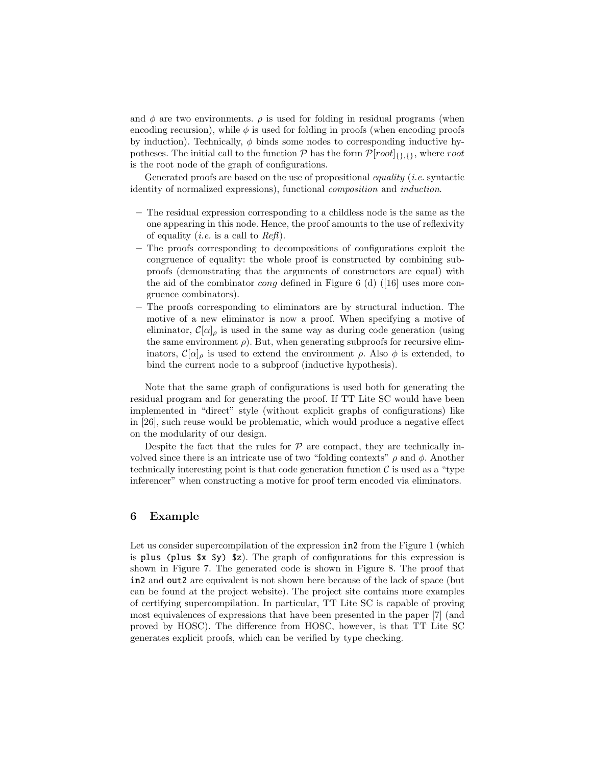and $\phi$ are two environments. $\rho$ is used for folding in residual programs (when encoding recursion), while $\phi$ is used for folding in proofs (when encoding proofs by induction). Technically, $\phi$ binds some nodes to corresponding inductive hypotheses. The initial call to the function $\mathcal{P}$ has the form $\mathcal{P}[root]_{\{\},\{\}}$, where *root* is the root node of the graph of configurations.

Generated proofs are based on the use of propositional *equality* (*i.e.* syntactic identity of normalized expressions), functional *composition* and *induction*.

- The residual expression corresponding to a childless node is the same as the one appearing in this node. Hence, the proof amounts to the use of reflexivity of equality (*i.e.* is a call to *Refl*).
- The proofs corresponding to decompositions of configurations exploit the congruence of equality: the whole proof is constructed by combining subproofs (demonstrating that the arguments of constructors are equal) with the aid of the combinator *cong* defined in Figure 6 (d) ([16] uses more congruence combinators).
- The proofs corresponding to eliminators are by structural induction. The motive of a new eliminator is now a proof. When specifying a motive of eliminator, $\mathcal{C}[\alpha]_\rho$ is used in the same way as during code generation (using the same environment $\rho$). But, when generating subproofs for recursive eliminators, $\mathcal{C}[\alpha]_\rho$ is used to extend the environment $\rho$. Also $\phi$ is extended, to bind the current node to a subproof (inductive hypothesis).

Note that the same graph of configurations is used both for generating the residual program and for generating the proof. If TT Lite SC would have been implemented in "direct" style (without explicit graphs of configurations) like in [26], such reuse would be problematic, which would produce a negative effect on the modularity of our design.

Despite the fact that the rules for $\mathcal{P}$ are compact, they are technically involved since there is an intricate use of two "folding contexts" $\rho$ and $\phi$. Another technically interesting point is that code generation function $\mathcal{C}$ is used as a "type inferencer" when constructing a motive for proof term encoded via eliminators.

## 6 Example

Let us consider supercompilation of the expression `in2` from the Figure 1 (which is `plus (plus $x $y) $z`). The graph of configurations for this expression is shown in Figure 7. The generated code is shown in Figure 8. The proof that `in2` and `out2` are equivalent is not shown here because of the lack of space (but can be found at the project website). The project site contains more examples of certifying supercompilation. In particular, TT Lite SC is capable of proving most equivalences of expressions that have been presented in the paper [7] (and proved by HOSC). The difference from HOSC, however, is that TT Lite SC generates explicit proofs, which can be verified by type checking.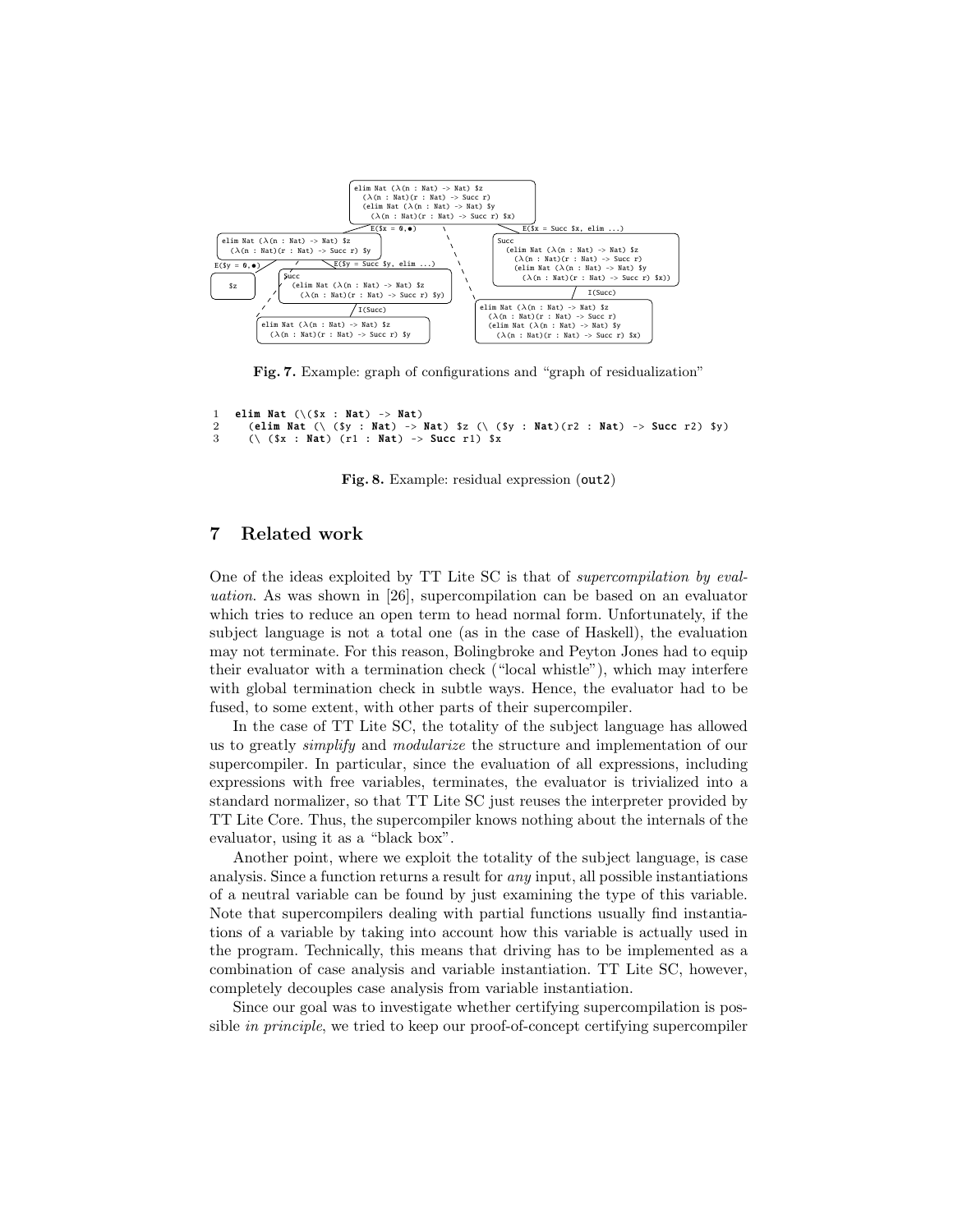```
elim Nat (λ(n : Nat) -> Nat) $z
  (λ(n : Nat)(r : Nat) -> Succ r)
  (elim Nat (λ(n : Nat) -> Nat) $y
    (λ(n : Nat)(r : Nat) -> Succ r) $x)
```

**Fig. 7.** Example: graph of configurations and "graph of residualization"

```
1  elim Nat (\($x : Nat) -> Nat)
2    (elim Nat (\ ($y : Nat) -> Nat) $z (\ ($y : Nat)(r2 : Nat) -> Succ r2) $y)
3    (\ ($x : Nat) (r1 : Nat) -> Succ r1) $x
```

**Fig. 8.** Example: residual expression (out2)

## 7 Related work

One of the ideas exploited by TT Lite SC is that of *supercompilation by evaluation*. As was shown in [26], supercompilation can be based on an evaluator which tries to reduce an open term to head normal form. Unfortunately, if the subject language is not a total one (as in the case of Haskell), the evaluation may not terminate. For this reason, Bolingbroke and Peyton Jones had to equip their evaluator with a termination check ("local whistle"), which may interfere with global termination check in subtle ways. Hence, the evaluator had to be fused, to some extent, with other parts of their supercompiler.

In the case of TT Lite SC, the totality of the subject language has allowed us to greatly *simplify* and *modularize* the structure and implementation of our supercompiler. In particular, since the evaluation of all expressions, including expressions with free variables, terminates, the evaluator is trivialized into a standard normalizer, so that TT Lite SC just reuses the interpreter provided by TT Lite Core. Thus, the supercompiler knows nothing about the internals of the evaluator, using it as a "black box".

Another point, where we exploit the totality of the subject language, is case analysis. Since a function returns a result for *any* input, all possible instantiations of a neutral variable can be found by just examining the type of this variable. Note that supercompilers dealing with partial functions usually find instantiations of a variable by taking into account how this variable is actually used in the program. Technically, this means that driving has to be implemented as a combination of case analysis and variable instantiation. TT Lite SC, however, completely decouples case analysis from variable instantiation.

Since our goal was to investigate whether certifying supercompilation is possible *in principle*, we tried to keep our proof-of-concept certifying supercompiler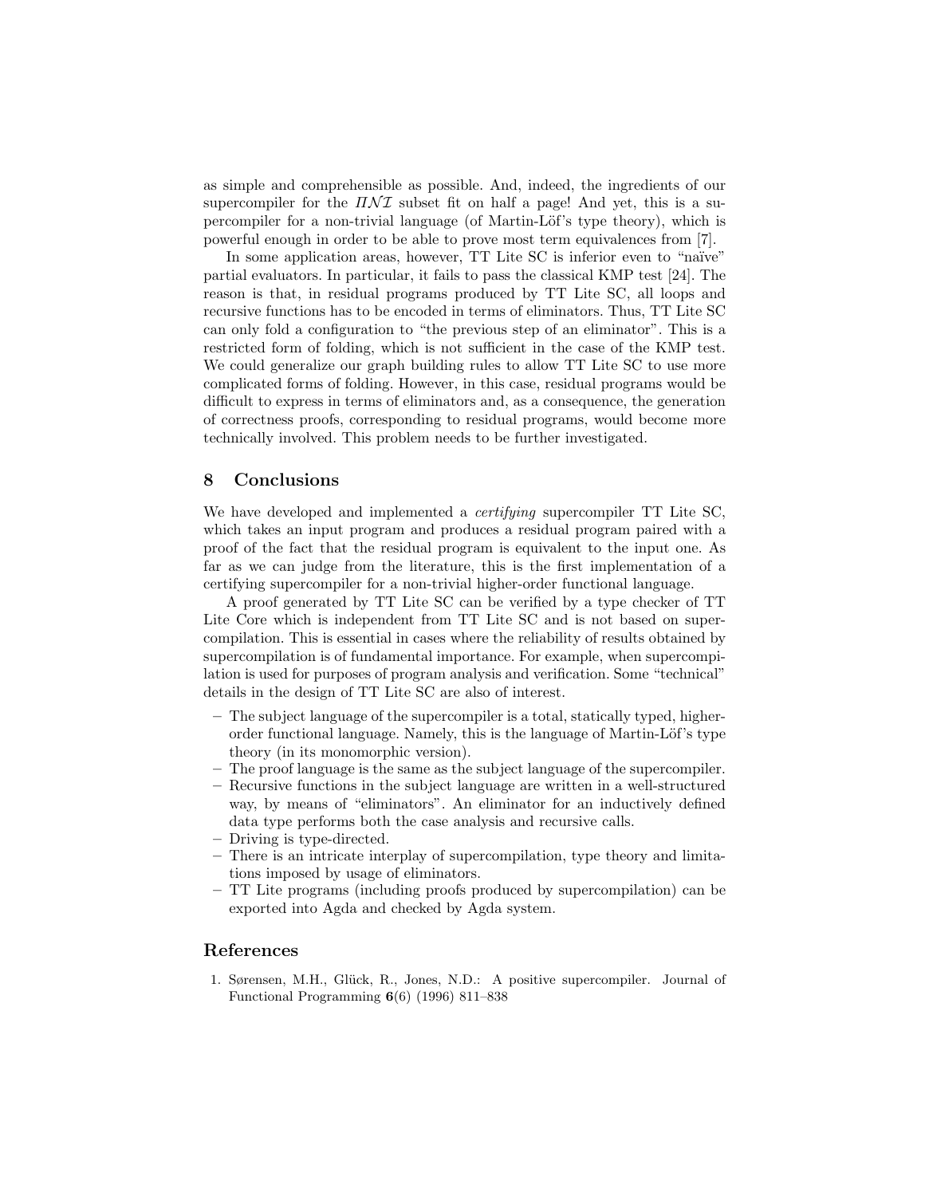as simple and comprehensible as possible. And, indeed, the ingredients of our supercompiler for the $\Pi\mathcal{NI}$ subset fit on half a page! And yet, this is a supercompiler for a non-trivial language (of Martin-Löf's type theory), which is powerful enough in order to be able to prove most term equivalences from [7].

In some application areas, however, TT Lite SC is inferior even to "naïve" partial evaluators. In particular, it fails to pass the classical KMP test [24]. The reason is that, in residual programs produced by TT Lite SC, all loops and recursive functions has to be encoded in terms of eliminators. Thus, TT Lite SC can only fold a configuration to "the previous step of an eliminator". This is a restricted form of folding, which is not sufficient in the case of the KMP test. We could generalize our graph building rules to allow TT Lite SC to use more complicated forms of folding. However, in this case, residual programs would be difficult to express in terms of eliminators and, as a consequence, the generation of correctness proofs, corresponding to residual programs, would become more technically involved. This problem needs to be further investigated.

## 8 Conclusions

We have developed and implemented a *certifying* supercompiler TT Lite SC, which takes an input program and produces a residual program paired with a proof of the fact that the residual program is equivalent to the input one. As far as we can judge from the literature, this is the first implementation of a certifying supercompiler for a non-trivial higher-order functional language.

A proof generated by TT Lite SC can be verified by a type checker of TT Lite Core which is independent from TT Lite SC and is not based on supercompilation. This is essential in cases where the reliability of results obtained by supercompilation is of fundamental importance. For example, when supercompilation is used for purposes of program analysis and verification. Some "technical" details in the design of TT Lite SC are also of interest.

- The subject language of the supercompiler is a total, statically typed, higher-order functional language. Namely, this is the language of Martin-Löf's type theory (in its monomorphic version).
- The proof language is the same as the subject language of the supercompiler.
- Recursive functions in the subject language are written in a well-structured way, by means of "eliminators". An eliminator for an inductively defined data type performs both the case analysis and recursive calls.
- Driving is type-directed.
- There is an intricate interplay of supercompilation, type theory and limitations imposed by usage of eliminators.
- TT Lite programs (including proofs produced by supercompilation) can be exported into Agda and checked by Agda system.

## References

1. Sørensen, M.H., Glück, R., Jones, N.D.: A positive supercompiler. Journal of Functional Programming **6**(6) (1996) 811–838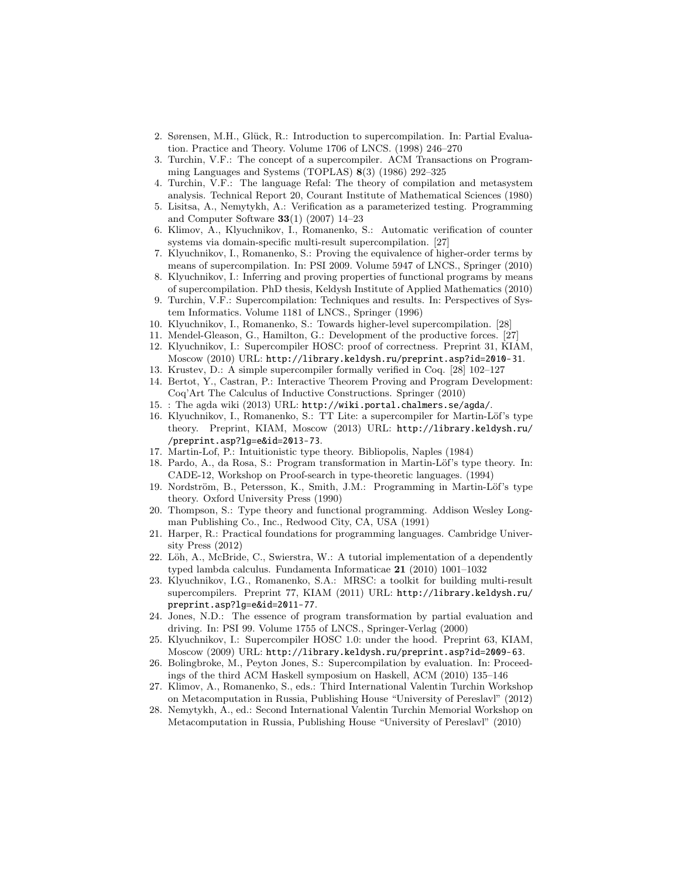2. Sørensen, M.H., Glück, R.: Introduction to supercompilation. In: Partial Evaluation. Practice and Theory. Volume 1706 of LNCS. (1998) 246–270
3. Turchin, V.F.: The concept of a supercompiler. ACM Transactions on Programming Languages and Systems (TOPLAS) **8**(3) (1986) 292–325
4. Turchin, V.F.: The language Refal: The theory of compilation and metasystem analysis. Technical Report 20, Courant Institute of Mathematical Sciences (1980)
5. Lisitsa, A., Nemytykh, A.: Verification as a parameterized testing. Programming and Computer Software **33**(1) (2007) 14–23
6. Klimov, A., Klyuchnikov, I., Romanenko, S.: Automatic verification of counter systems via domain-specific multi-result supercompilation. [27]
7. Klyuchnikov, I., Romanenko, S.: Proving the equivalence of higher-order terms by means of supercompilation. In: PSI 2009. Volume 5947 of LNCS., Springer (2010)
8. Klyuchnikov, I.: Inferring and proving properties of functional programs by means of supercompilation. PhD thesis, Keldysh Institute of Applied Mathematics (2010)
9. Turchin, V.F.: Supercompilation: Techniques and results. In: Perspectives of System Informatics. Volume 1181 of LNCS., Springer (1996)
10. Klyuchnikov, I., Romanenko, S.: Towards higher-level supercompilation. [28]
11. Mendel-Gleason, G., Hamilton, G.: Development of the productive forces. [27]
12. Klyuchnikov, I.: Supercompiler HOSC: proof of correctness. Preprint 31, KIAM, Moscow (2010) URL: `http://library.keldysh.ru/preprint.asp?id=2010-31`.
13. Krustev, D.: A simple supercompiler formally verified in Coq. [28] 102–127
14. Bertot, Y., Castran, P.: Interactive Theorem Proving and Program Development: Coq'Art The Calculus of Inductive Constructions. Springer (2010)
15. : The agda wiki (2013) URL: `http://wiki.portal.chalmers.se/agda/`.
16. Klyuchnikov, I., Romanenko, S.: TT Lite: a supercompiler for Martin-Löf's type theory. Preprint, KIAM, Moscow (2013) URL: `http://library.keldysh.ru//preprint.asp?lg=e&id=2013-73`.
17. Martin-Lof, P.: Intuitionistic type theory. Bibliopolis, Naples (1984)
18. Pardo, A., da Rosa, S.: Program transformation in Martin-Löf's type theory. In: CADE-12, Workshop on Proof-search in type-theoretic languages. (1994)
19. Nordström, B., Petersson, K., Smith, J.M.: Programming in Martin-Löf's type theory. Oxford University Press (1990)
20. Thompson, S.: Type theory and functional programming. Addison Wesley Longman Publishing Co., Inc., Redwood City, CA, USA (1991)
21. Harper, R.: Practical foundations for programming languages. Cambridge University Press (2012)
22. Löh, A., McBride, C., Swierstra, W.: A tutorial implementation of a dependently typed lambda calculus. Fundamenta Informaticae **21** (2010) 1001–1032
23. Klyuchnikov, I.G., Romanenko, S.A.: MRSC: a toolkit for building multi-result supercompilers. Preprint 77, KIAM (2011) URL: `http://library.keldysh.ru/preprint.asp?lg=e&id=2011-77`.
24. Jones, N.D.: The essence of program transformation by partial evaluation and driving. In: PSI 99. Volume 1755 of LNCS., Springer-Verlag (2000)
25. Klyuchnikov, I.: Supercompiler HOSC 1.0: under the hood. Preprint 63, KIAM, Moscow (2009) URL: `http://library.keldysh.ru/preprint.asp?id=2009-63`.
26. Bolingbroke, M., Peyton Jones, S.: Supercompilation by evaluation. In: Proceedings of the third ACM Haskell symposium on Haskell, ACM (2010) 135–146
27. Klimov, A., Romanenko, S., eds.: Third International Valentin Turchin Workshop on Metacomputation in Russia, Publishing House "University of Pereslavl" (2012)
28. Nemytykh, A., ed.: Second International Valentin Turchin Memorial Workshop on Metacomputation in Russia, Publishing House "University of Pereslavl" (2010)